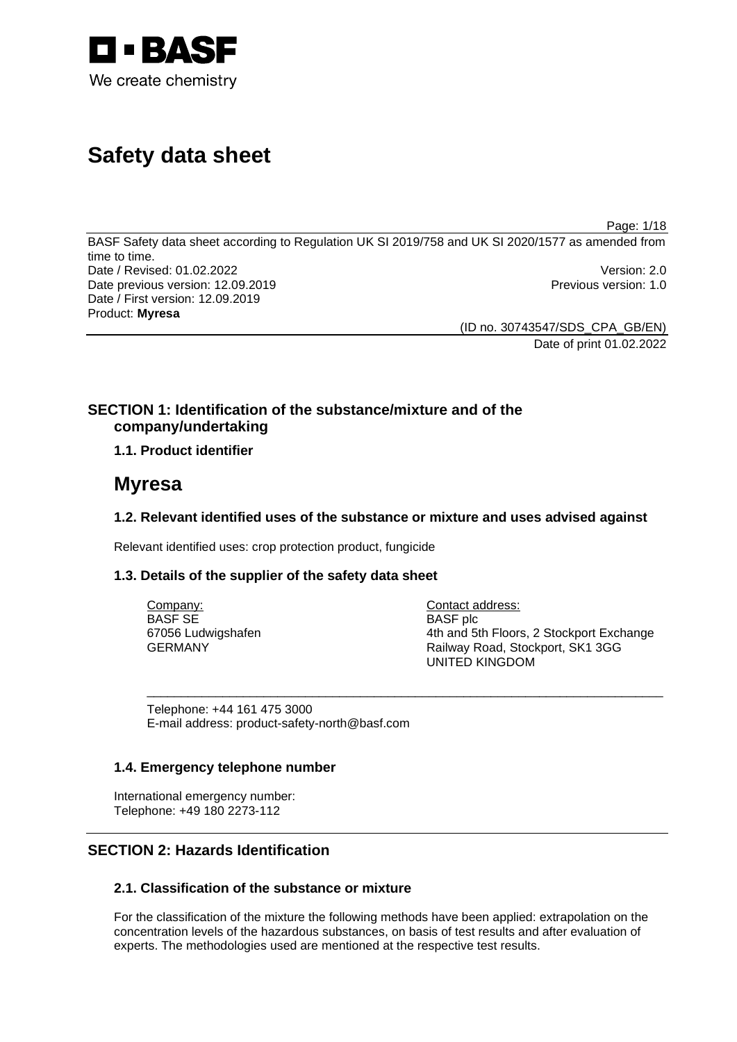# Safety data sheet

BASF Safety data sheet according to Regulation UK SI 2019/758 and UK SI 2020/1577 as amended from time to time.

Date / Revised: 01.02.2022 Version: 2.0

Date previous version: 12.09.2019 Previous version: 1.0

Date / First version: 12.09.2019

Product: **Myresa**

(ID no. 30743547/SDS_CPA_GB/EN)

Date of print 01.02.2022

## SECTION 1: Identification of the substance/mixture and of the company/undertaking

### 1.1. Product identifier

# Myresa

### 1.2. Relevant identified uses of the substance or mixture and uses advised against

Relevant identified uses: crop protection product, fungicide

### 1.3. Details of the supplier of the safety data sheet

Company:
BASF SE
67056 Ludwigshafen
GERMANY

Contact address:
BASF plc
4th and 5th Floors, 2 Stockport Exchange
Railway Road, Stockport, SK1 3GG
UNITED KINGDOM

Telephone: +44 161 475 3000
E-mail address: product-safety-north@basf.com

### 1.4. Emergency telephone number

International emergency number:
Telephone: +49 180 2273-112

## SECTION 2: Hazards Identification

### 2.1. Classification of the substance or mixture

For the classification of the mixture the following methods have been applied: extrapolation on the concentration levels of the hazardous substances, on basis of test results and after evaluation of experts. The methodologies used are mentioned at the respective test results.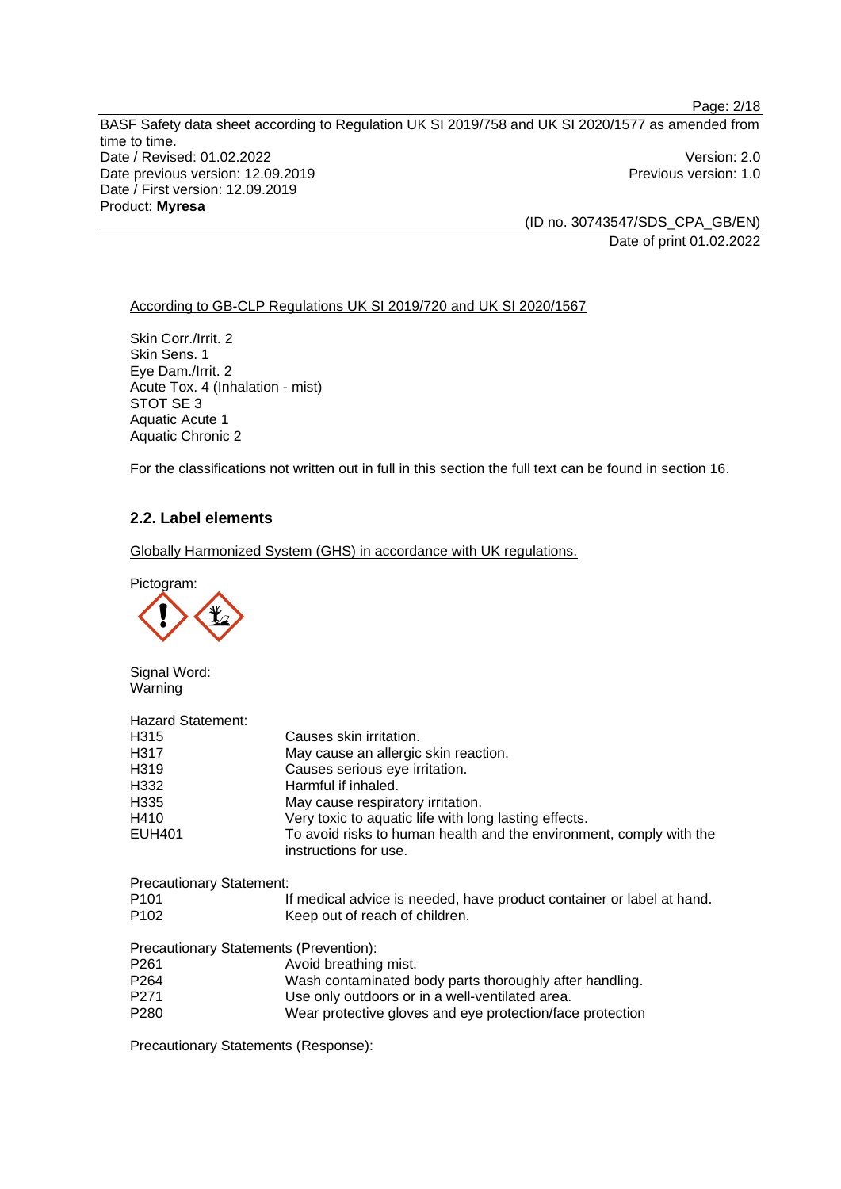According to GB-CLP Regulations UK SI 2019/720 and UK SI 2020/1567

Skin Corr./Irrit. 2
Skin Sens. 1
Eye Dam./Irrit. 2
Acute Tox. 4 (Inhalation - mist)
STOT SE 3
Aquatic Acute 1
Aquatic Chronic 2

For the classifications not written out in full in this section the full text can be found in section 16.

### 2.2. Label elements

Globally Harmonized System (GHS) in accordance with UK regulations.

Pictogram:

Signal Word:
Warning

Hazard Statement:

| | |
|---|---|
| H315 | Causes skin irritation. |
| H317 | May cause an allergic skin reaction. |
| H319 | Causes serious eye irritation. |
| H332 | Harmful if inhaled. |
| H335 | May cause respiratory irritation. |
| H410 | Very toxic to aquatic life with long lasting effects. |
| EUH401 | To avoid risks to human health and the environment, comply with the instructions for use. |

Precautionary Statement:

| | |
|---|---|
| P101 | If medical advice is needed, have product container or label at hand. |
| P102 | Keep out of reach of children. |

Precautionary Statements (Prevention):

| | |
|---|---|
| P261 | Avoid breathing mist. |
| P264 | Wash contaminated body parts thoroughly after handling. |
| P271 | Use only outdoors or in a well-ventilated area. |
| P280 | Wear protective gloves and eye protection/face protection |

Precautionary Statements (Response):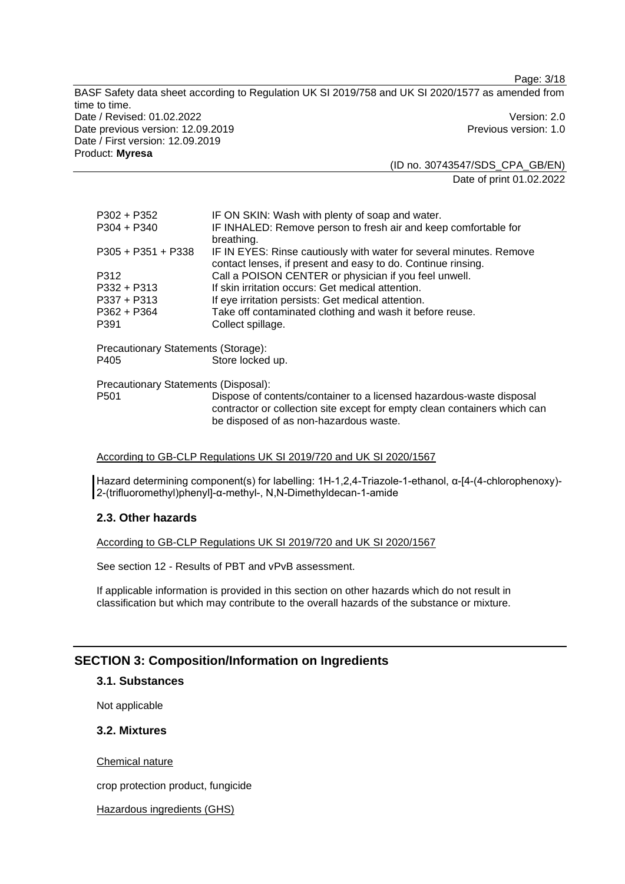| | |
|---|---|
| P302 + P352 | IF ON SKIN: Wash with plenty of soap and water. |
| P304 + P340 | IF INHALED: Remove person to fresh air and keep comfortable for breathing. |
| P305 + P351 + P338 | IF IN EYES: Rinse cautiously with water for several minutes. Remove contact lenses, if present and easy to do. Continue rinsing. |
| P312 | Call a POISON CENTER or physician if you feel unwell. |
| P332 + P313 | If skin irritation occurs: Get medical attention. |
| P337 + P313 | If eye irritation persists: Get medical attention. |
| P362 + P364 | Take off contaminated clothing and wash it before reuse. |
| P391 | Collect spillage. |

Precautionary Statements (Storage):

| | |
|---|---|
| P405 | Store locked up. |

Precautionary Statements (Disposal):

| | |
|---|---|
| P501 | Dispose of contents/container to a licensed hazardous-waste disposal contractor or collection site except for empty clean containers which can be disposed of as non-hazardous waste. |

According to GB-CLP Regulations UK SI 2019/720 and UK SI 2020/1567

Hazard determining component(s) for labelling: 1H-1,2,4-Triazole-1-ethanol, α-[4-(4-chlorophenoxy)-2-(trifluoromethyl)phenyl]-α-methyl-, N,N-Dimethyldecan-1-amide

### 2.3. Other hazards

According to GB-CLP Regulations UK SI 2019/720 and UK SI 2020/1567

See section 12 - Results of PBT and vPvB assessment.

If applicable information is provided in this section on other hazards which do not result in classification but which may contribute to the overall hazards of the substance or mixture.

## SECTION 3: Composition/Information on Ingredients

### 3.1. Substances

Not applicable

### 3.2. Mixtures

Chemical nature

crop protection product, fungicide

Hazardous ingredients (GHS)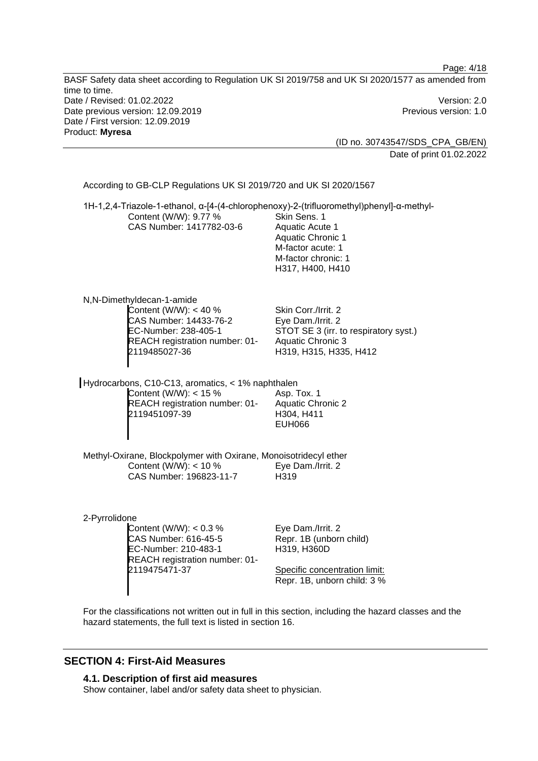According to GB-CLP Regulations UK SI 2019/720 and UK SI 2020/1567

1H-1,2,4-Triazole-1-ethanol, α-[4-(4-chlorophenoxy)-2-(trifluoromethyl)phenyl]-α-methyl-

| | |
|---|---|
| Content (W/W): 9.77 %<br>CAS Number: 1417782-03-6 | Skin Sens. 1<br>Aquatic Acute 1<br>Aquatic Chronic 1<br>M-factor acute: 1<br>M-factor chronic: 1<br>H317, H400, H410 |

N,N-Dimethyldecan-1-amide

| | |
|---|---|
| Content (W/W): < 40 %<br>CAS Number: 14433-76-2<br>EC-Number: 238-405-1<br>REACH registration number: 01-2119485027-36 | Skin Corr./Irrit. 2<br>Eye Dam./Irrit. 2<br>STOT SE 3 (irr. to respiratory syst.)<br>Aquatic Chronic 3<br>H319, H315, H335, H412 |

Hydrocarbons, C10-C13, aromatics, < 1% naphthalen

| | |
|---|---|
| Content (W/W): < 15 %<br>REACH registration number: 01-2119451097-39 | Asp. Tox. 1<br>Aquatic Chronic 2<br>H304, H411<br>EUH066 |

Methyl-Oxirane, Blockpolymer with Oxirane, Monoisotridecyl ether

| | |
|---|---|
| Content (W/W): < 10 %<br>CAS Number: 196823-11-7 | Eye Dam./Irrit. 2<br>H319 |

2-Pyrrolidone

| | |
|---|---|
| Content (W/W): < 0.3 %<br>CAS Number: 616-45-5<br>EC-Number: 210-483-1<br>REACH registration number: 01-2119475471-37 | Eye Dam./Irrit. 2<br>Repr. 1B (unborn child)<br>H319, H360D<br><br>Specific concentration limit:<br>Repr. 1B, unborn child: 3 % |

For the classifications not written out in full in this section, including the hazard classes and the hazard statements, the full text is listed in section 16.

## SECTION 4: First-Aid Measures

### 4.1. Description of first aid measures

Show container, label and/or safety data sheet to physician.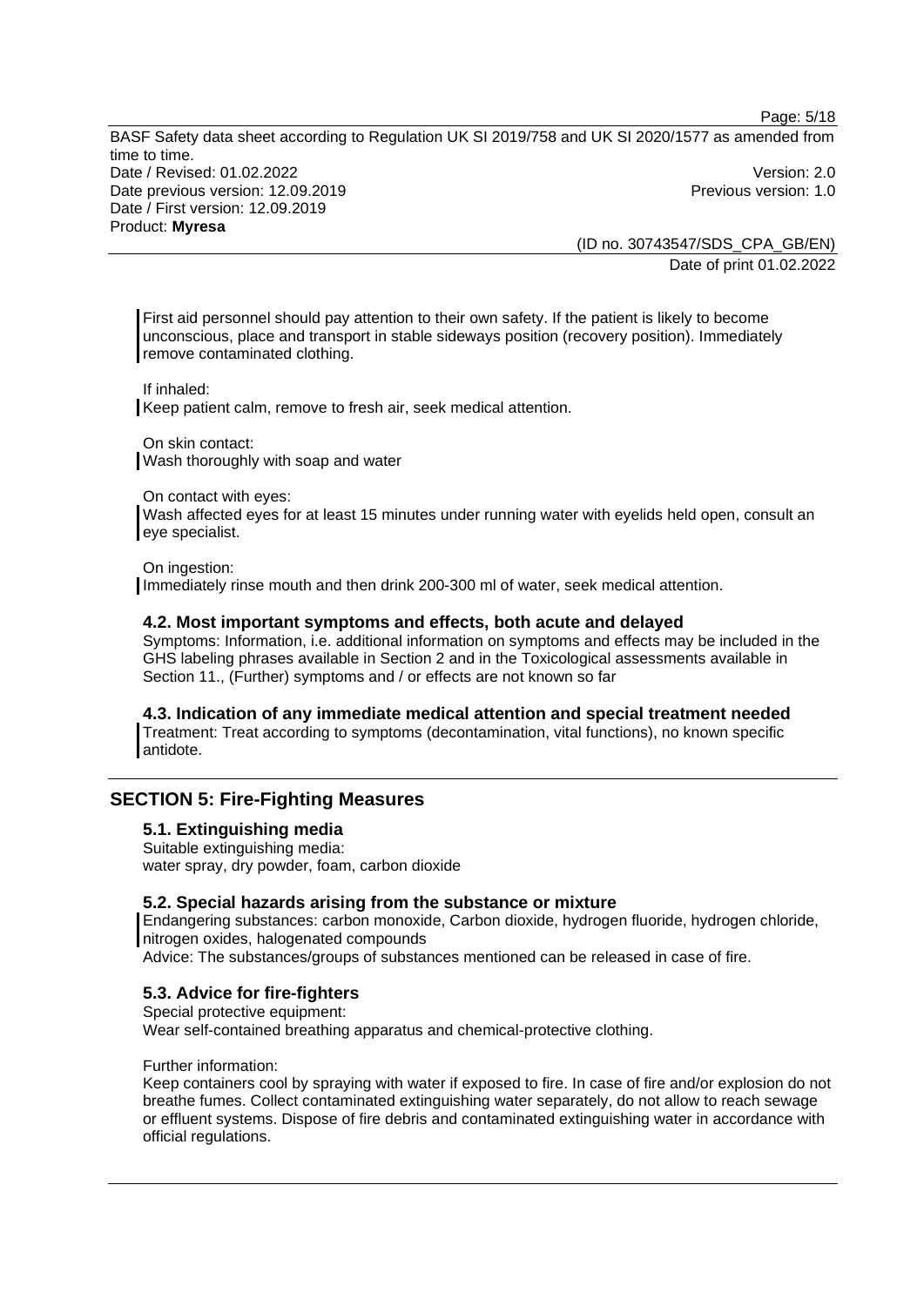First aid personnel should pay attention to their own safety. If the patient is likely to become unconscious, place and transport in stable sideways position (recovery position). Immediately remove contaminated clothing.

If inhaled:
Keep patient calm, remove to fresh air, seek medical attention.

On skin contact:
Wash thoroughly with soap and water

On contact with eyes:
Wash affected eyes for at least 15 minutes under running water with eyelids held open, consult an eye specialist.

On ingestion:
Immediately rinse mouth and then drink 200-300 ml of water, seek medical attention.

### 4.2. Most important symptoms and effects, both acute and delayed

Symptoms: Information, i.e. additional information on symptoms and effects may be included in the GHS labeling phrases available in Section 2 and in the Toxicological assessments available in Section 11., (Further) symptoms and / or effects are not known so far

### 4.3. Indication of any immediate medical attention and special treatment needed

Treatment: Treat according to symptoms (decontamination, vital functions), no known specific antidote.

## SECTION 5: Fire-Fighting Measures

### 5.1. Extinguishing media

Suitable extinguishing media:
water spray, dry powder, foam, carbon dioxide

### 5.2. Special hazards arising from the substance or mixture

Endangering substances: carbon monoxide, Carbon dioxide, hydrogen fluoride, hydrogen chloride, nitrogen oxides, halogenated compounds
Advice: The substances/groups of substances mentioned can be released in case of fire.

### 5.3. Advice for fire-fighters

Special protective equipment:
Wear self-contained breathing apparatus and chemical-protective clothing.

Further information:
Keep containers cool by spraying with water if exposed to fire. In case of fire and/or explosion do not breathe fumes. Collect contaminated extinguishing water separately, do not allow to reach sewage or effluent systems. Dispose of fire debris and contaminated extinguishing water in accordance with official regulations.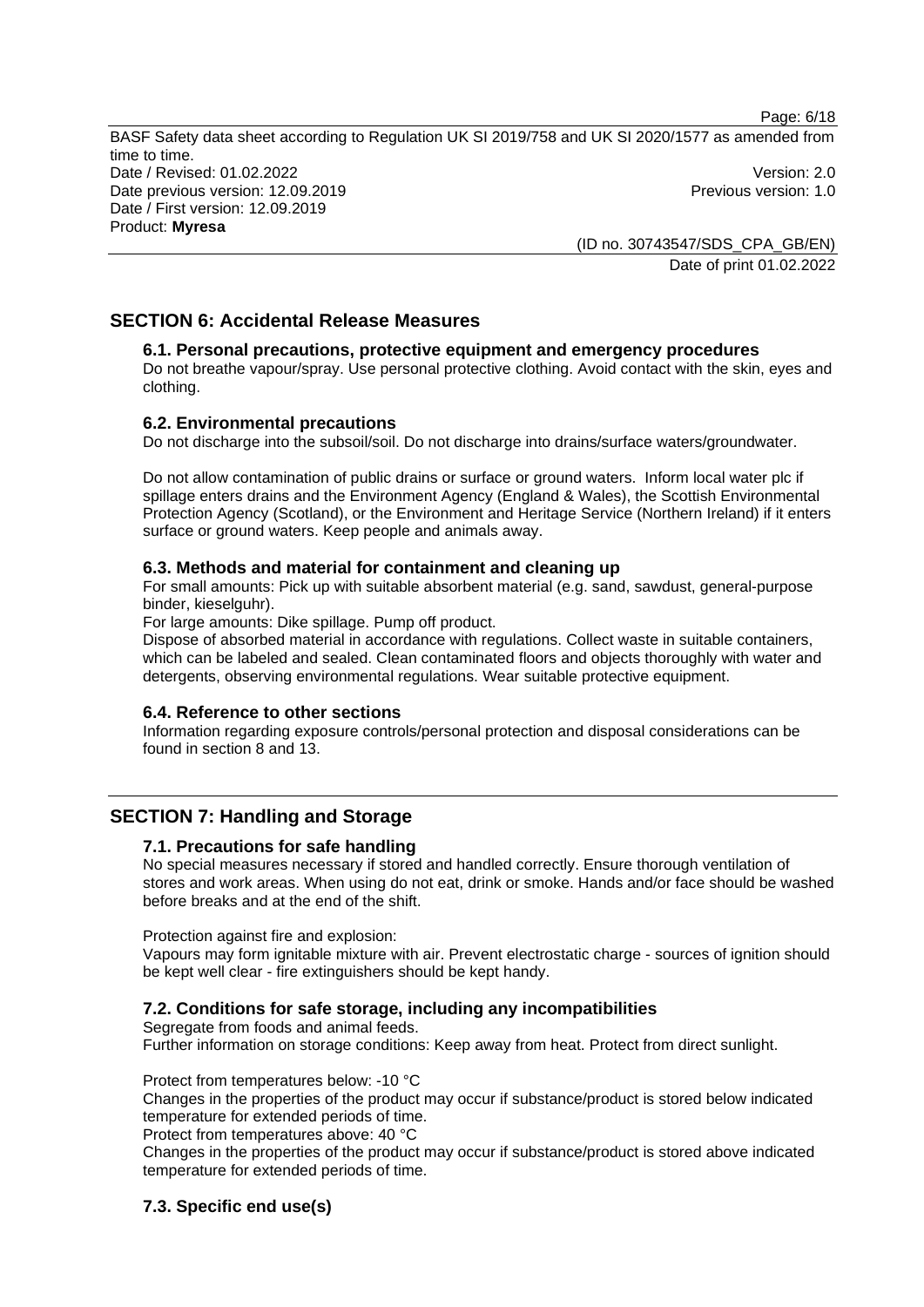## SECTION 6: Accidental Release Measures

### 6.1. Personal precautions, protective equipment and emergency procedures

Do not breathe vapour/spray. Use personal protective clothing. Avoid contact with the skin, eyes and clothing.

### 6.2. Environmental precautions

Do not discharge into the subsoil/soil. Do not discharge into drains/surface waters/groundwater.

Do not allow contamination of public drains or surface or ground waters. Inform local water plc if spillage enters drains and the Environment Agency (England & Wales), the Scottish Environmental Protection Agency (Scotland), or the Environment and Heritage Service (Northern Ireland) if it enters surface or ground waters. Keep people and animals away.

### 6.3. Methods and material for containment and cleaning up

For small amounts: Pick up with suitable absorbent material (e.g. sand, sawdust, general-purpose binder, kieselguhr).

For large amounts: Dike spillage. Pump off product.

Dispose of absorbed material in accordance with regulations. Collect waste in suitable containers, which can be labeled and sealed. Clean contaminated floors and objects thoroughly with water and detergents, observing environmental regulations. Wear suitable protective equipment.

### 6.4. Reference to other sections

Information regarding exposure controls/personal protection and disposal considerations can be found in section 8 and 13.

## SECTION 7: Handling and Storage

### 7.1. Precautions for safe handling

No special measures necessary if stored and handled correctly. Ensure thorough ventilation of stores and work areas. When using do not eat, drink or smoke. Hands and/or face should be washed before breaks and at the end of the shift.

Protection against fire and explosion:

Vapours may form ignitable mixture with air. Prevent electrostatic charge - sources of ignition should be kept well clear - fire extinguishers should be kept handy.

### 7.2. Conditions for safe storage, including any incompatibilities

Segregate from foods and animal feeds.

Further information on storage conditions: Keep away from heat. Protect from direct sunlight.

Protect from temperatures below: -10 °C

Changes in the properties of the product may occur if substance/product is stored below indicated temperature for extended periods of time.

Protect from temperatures above: 40 °C

Changes in the properties of the product may occur if substance/product is stored above indicated temperature for extended periods of time.

### 7.3. Specific end use(s)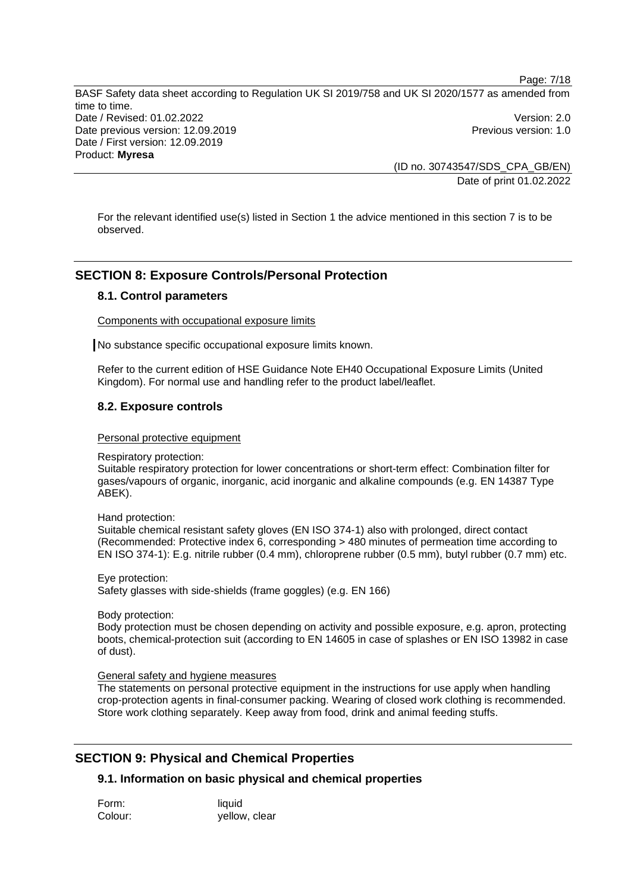For the relevant identified use(s) listed in Section 1 the advice mentioned in this section 7 is to be observed.

## SECTION 8: Exposure Controls/Personal Protection

### 8.1. Control parameters

Components with occupational exposure limits

No substance specific occupational exposure limits known.

Refer to the current edition of HSE Guidance Note EH40 Occupational Exposure Limits (United Kingdom). For normal use and handling refer to the product label/leaflet.

### 8.2. Exposure controls

Personal protective equipment

Respiratory protection:
Suitable respiratory protection for lower concentrations or short-term effect: Combination filter for gases/vapours of organic, inorganic, acid inorganic and alkaline compounds (e.g. EN 14387 Type ABEK).

Hand protection:
Suitable chemical resistant safety gloves (EN ISO 374-1) also with prolonged, direct contact (Recommended: Protective index 6, corresponding > 480 minutes of permeation time according to EN ISO 374-1): E.g. nitrile rubber (0.4 mm), chloroprene rubber (0.5 mm), butyl rubber (0.7 mm) etc.

Eye protection:
Safety glasses with side-shields (frame goggles) (e.g. EN 166)

Body protection:
Body protection must be chosen depending on activity and possible exposure, e.g. apron, protecting boots, chemical-protection suit (according to EN 14605 in case of splashes or EN ISO 13982 in case of dust).

General safety and hygiene measures
The statements on personal protective equipment in the instructions for use apply when handling crop-protection agents in final-consumer packing. Wearing of closed work clothing is recommended. Store work clothing separately. Keep away from food, drink and animal feeding stuffs.

## SECTION 9: Physical and Chemical Properties

### 9.1. Information on basic physical and chemical properties

Form: liquid
Colour: yellow, clear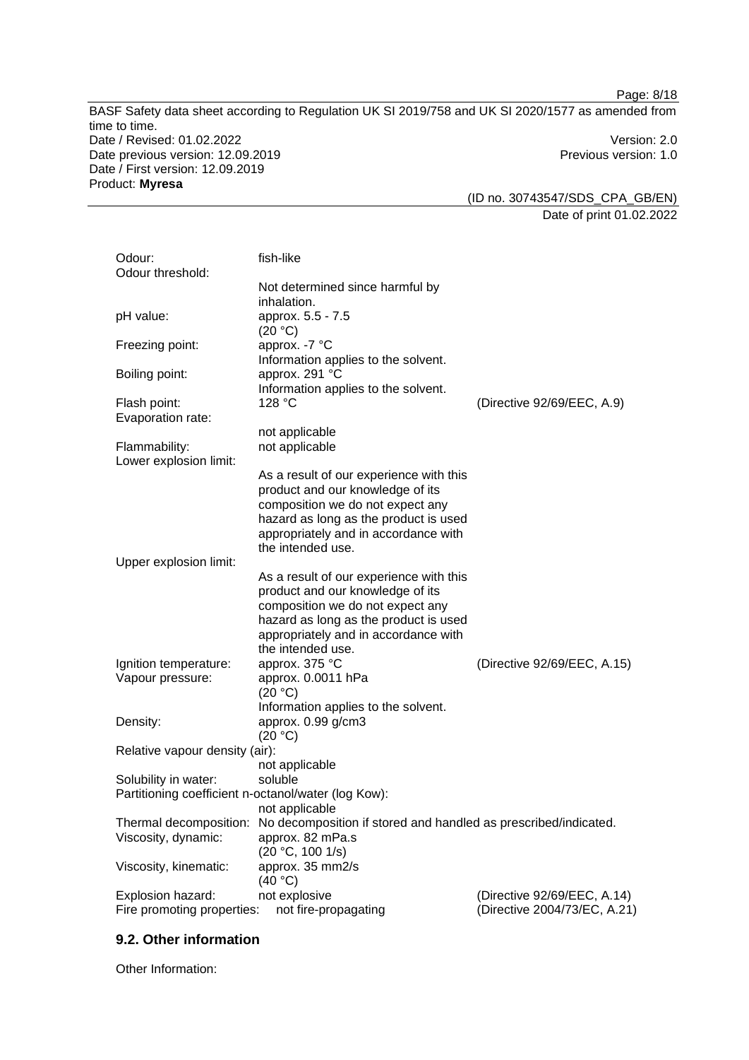| Property | Value | Method |
|---|---|---|
| Odour: | fish-like | |
| Odour threshold: | Not determined since harmful by inhalation. | |
| pH value: | approx. 5.5 - 7.5 (20 °C) | |
| Freezing point: | approx. -7 °C Information applies to the solvent. | |
| Boiling point: | approx. 291 °C Information applies to the solvent. | |
| Flash point: | 128 °C | (Directive 92/69/EEC, A.9) |
| Evaporation rate: | not applicable | |
| Flammability: | not applicable | |
| Lower explosion limit: | As a result of our experience with this product and our knowledge of its composition we do not expect any hazard as long as the product is used appropriately and in accordance with the intended use. | |
| Upper explosion limit: | As a result of our experience with this product and our knowledge of its composition we do not expect any hazard as long as the product is used appropriately and in accordance with the intended use. | |
| Ignition temperature: | approx. 375 °C | (Directive 92/69/EEC, A.15) |
| Vapour pressure: | approx. 0.0011 hPa (20 °C) Information applies to the solvent. | |
| Density: | approx. 0.99 g/cm3 (20 °C) | |
| Relative vapour density (air): | not applicable | |
| Solubility in water: | soluble | |
| Partitioning coefficient n-octanol/water (log Kow): | not applicable | |
| Thermal decomposition: | No decomposition if stored and handled as prescribed/indicated. | |
| Viscosity, dynamic: | approx. 82 mPa.s (20 °C, 100 1/s) | |
| Viscosity, kinematic: | approx. 35 mm2/s (40 °C) | |
| Explosion hazard: | not explosive | (Directive 92/69/EEC, A.14) |
| Fire promoting properties: | not fire-propagating | (Directive 2004/73/EC, A.21) |

## 9.2. Other information

Other Information: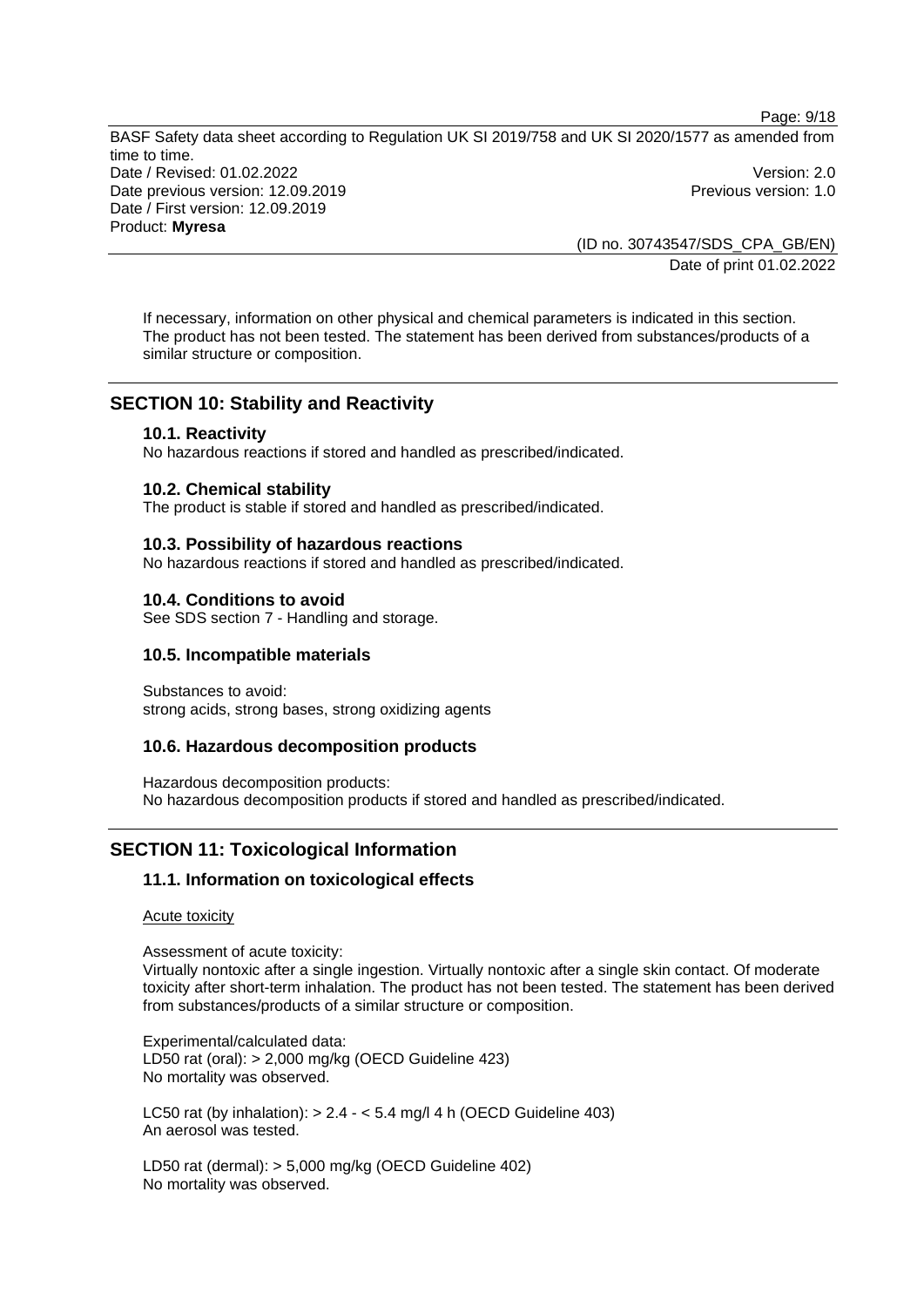If necessary, information on other physical and chemical parameters is indicated in this section. The product has not been tested. The statement has been derived from substances/products of a similar structure or composition.

## SECTION 10: Stability and Reactivity

### 10.1. Reactivity

No hazardous reactions if stored and handled as prescribed/indicated.

### 10.2. Chemical stability

The product is stable if stored and handled as prescribed/indicated.

### 10.3. Possibility of hazardous reactions

No hazardous reactions if stored and handled as prescribed/indicated.

### 10.4. Conditions to avoid

See SDS section 7 - Handling and storage.

### 10.5. Incompatible materials

Substances to avoid:
strong acids, strong bases, strong oxidizing agents

### 10.6. Hazardous decomposition products

Hazardous decomposition products:
No hazardous decomposition products if stored and handled as prescribed/indicated.

## SECTION 11: Toxicological Information

### 11.1. Information on toxicological effects

Acute toxicity

Assessment of acute toxicity:
Virtually nontoxic after a single ingestion. Virtually nontoxic after a single skin contact. Of moderate toxicity after short-term inhalation. The product has not been tested. The statement has been derived from substances/products of a similar structure or composition.

Experimental/calculated data:
LD50 rat (oral): > 2,000 mg/kg (OECD Guideline 423)
No mortality was observed.

LC50 rat (by inhalation): > 2.4 - < 5.4 mg/l 4 h (OECD Guideline 403)
An aerosol was tested.

LD50 rat (dermal): > 5,000 mg/kg (OECD Guideline 402)
No mortality was observed.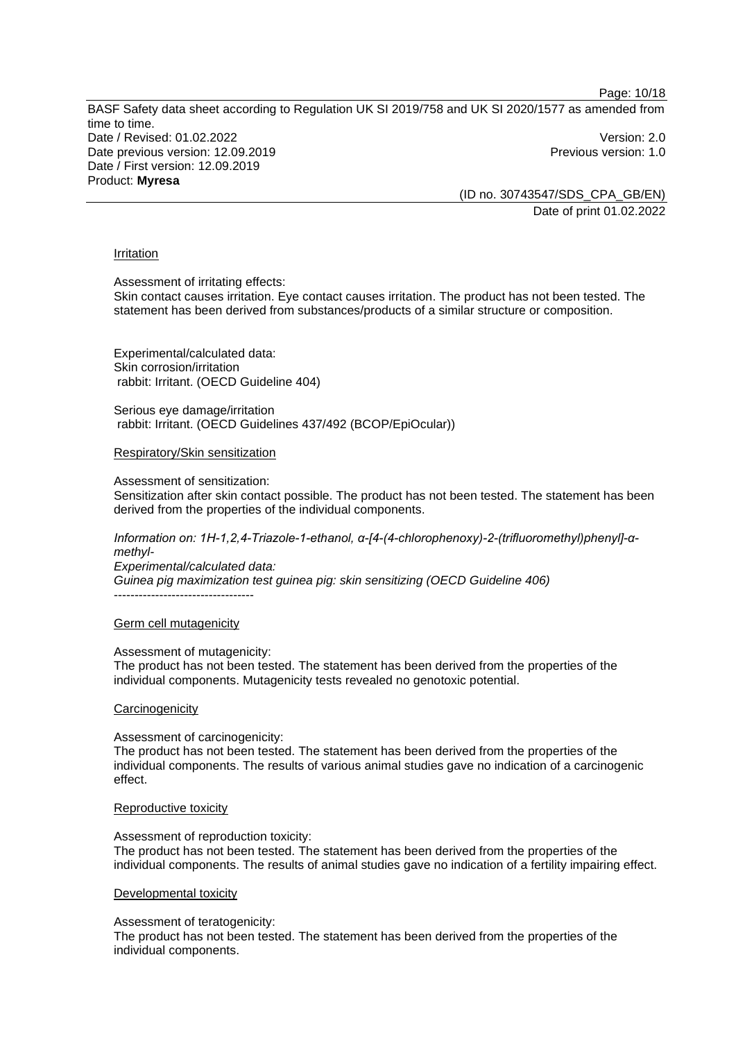### Irritation

Assessment of irritating effects:
Skin contact causes irritation. Eye contact causes irritation. The product has not been tested. The statement has been derived from substances/products of a similar structure or composition.

Experimental/calculated data:
Skin corrosion/irritation
rabbit: Irritant. (OECD Guideline 404)

Serious eye damage/irritation
rabbit: Irritant. (OECD Guidelines 437/492 (BCOP/EpiOcular))

### Respiratory/Skin sensitization

Assessment of sensitization:
Sensitization after skin contact possible. The product has not been tested. The statement has been derived from the properties of the individual components.

*Information on: 1H-1,2,4-Triazole-1-ethanol, α-[4-(4-chlorophenoxy)-2-(trifluoromethyl)phenyl]-α-methyl-*
*Experimental/calculated data:*
*Guinea pig maximization test guinea pig: skin sensitizing (OECD Guideline 406)*

----------------------------------

### Germ cell mutagenicity

Assessment of mutagenicity:
The product has not been tested. The statement has been derived from the properties of the individual components. Mutagenicity tests revealed no genotoxic potential.

### Carcinogenicity

Assessment of carcinogenicity:
The product has not been tested. The statement has been derived from the properties of the individual components. The results of various animal studies gave no indication of a carcinogenic effect.

### Reproductive toxicity

Assessment of reproduction toxicity:
The product has not been tested. The statement has been derived from the properties of the individual components. The results of animal studies gave no indication of a fertility impairing effect.

### Developmental toxicity

Assessment of teratogenicity:
The product has not been tested. The statement has been derived from the properties of the individual components.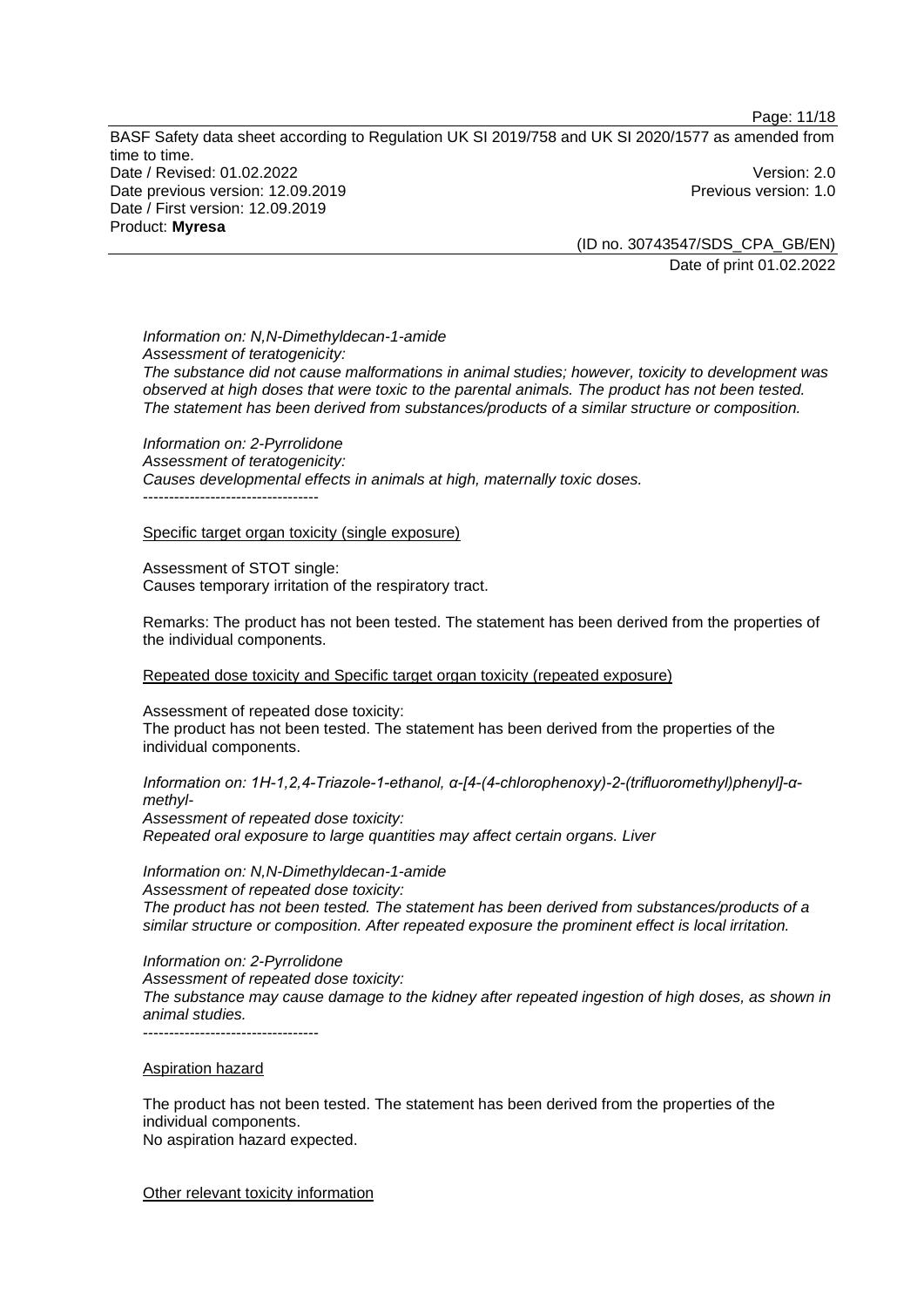*Information on: N,N-Dimethyldecan-1-amide*
*Assessment of teratogenicity:*
*The substance did not cause malformations in animal studies; however, toxicity to development was observed at high doses that were toxic to the parental animals. The product has not been tested. The statement has been derived from substances/products of a similar structure or composition.*

*Information on: 2-Pyrrolidone*
*Assessment of teratogenicity:*
*Causes developmental effects in animals at high, maternally toxic doses.*
----------------------------------

Specific target organ toxicity (single exposure)

Assessment of STOT single:
Causes temporary irritation of the respiratory tract.

Remarks: The product has not been tested. The statement has been derived from the properties of the individual components.

Repeated dose toxicity and Specific target organ toxicity (repeated exposure)

Assessment of repeated dose toxicity:
The product has not been tested. The statement has been derived from the properties of the individual components.

*Information on: 1H-1,2,4-Triazole-1-ethanol, α-[4-(4-chlorophenoxy)-2-(trifluoromethyl)phenyl]-α-methyl-*
*Assessment of repeated dose toxicity:*
*Repeated oral exposure to large quantities may affect certain organs. Liver*

*Information on: N,N-Dimethyldecan-1-amide*
*Assessment of repeated dose toxicity:*
*The product has not been tested. The statement has been derived from substances/products of a similar structure or composition. After repeated exposure the prominent effect is local irritation.*

*Information on: 2-Pyrrolidone*
*Assessment of repeated dose toxicity:*
*The substance may cause damage to the kidney after repeated ingestion of high doses, as shown in animal studies.*
----------------------------------

Aspiration hazard

The product has not been tested. The statement has been derived from the properties of the individual components.
No aspiration hazard expected.

Other relevant toxicity information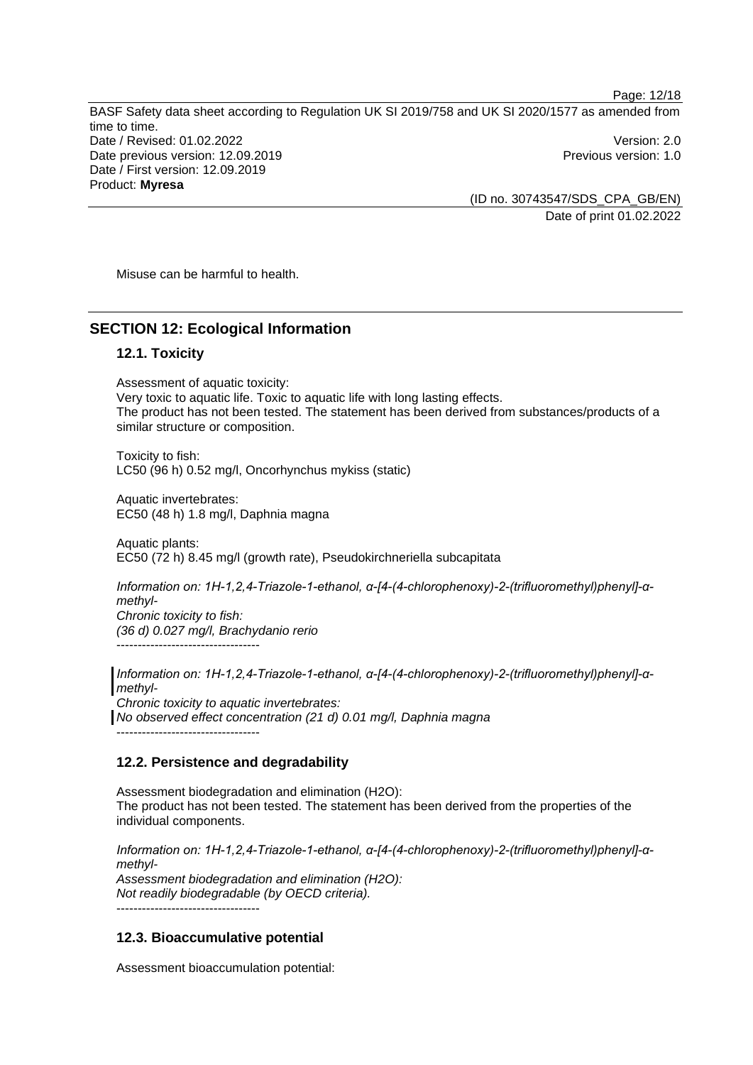Misuse can be harmful to health.

## SECTION 12: Ecological Information

### 12.1. Toxicity

Assessment of aquatic toxicity:
Very toxic to aquatic life. Toxic to aquatic life with long lasting effects.
The product has not been tested. The statement has been derived from substances/products of a similar structure or composition.

Toxicity to fish:
LC50 (96 h) 0.52 mg/l, Oncorhynchus mykiss (static)

Aquatic invertebrates:
EC50 (48 h) 1.8 mg/l, Daphnia magna

Aquatic plants:
EC50 (72 h) 8.45 mg/l (growth rate), Pseudokirchneriella subcapitata

*Information on: 1H-1,2,4-Triazole-1-ethanol, α-[4-(4-chlorophenoxy)-2-(trifluoromethyl)phenyl]-α-methyl-*
*Chronic toxicity to fish:*
*(36 d) 0.027 mg/l, Brachydanio rerio*
----------------------------------

*Information on: 1H-1,2,4-Triazole-1-ethanol, α-[4-(4-chlorophenoxy)-2-(trifluoromethyl)phenyl]-α-methyl-*
*Chronic toxicity to aquatic invertebrates:*
*No observed effect concentration (21 d) 0.01 mg/l, Daphnia magna*
----------------------------------

### 12.2. Persistence and degradability

Assessment biodegradation and elimination (H2O):
The product has not been tested. The statement has been derived from the properties of the individual components.

*Information on: 1H-1,2,4-Triazole-1-ethanol, α-[4-(4-chlorophenoxy)-2-(trifluoromethyl)phenyl]-α-methyl-*
*Assessment biodegradation and elimination (H2O):*
*Not readily biodegradable (by OECD criteria).*
----------------------------------

### 12.3. Bioaccumulative potential

Assessment bioaccumulation potential: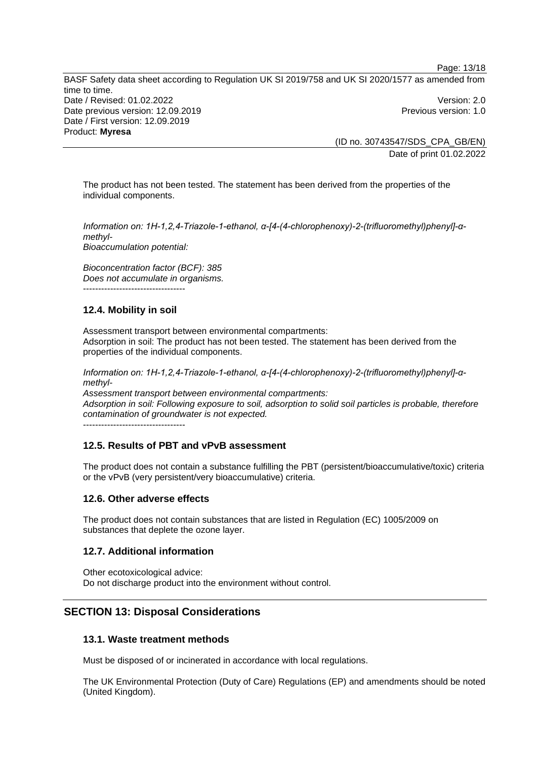The product has not been tested. The statement has been derived from the properties of the individual components.

*Information on: 1H-1,2,4-Triazole-1-ethanol, α-[4-(4-chlorophenoxy)-2-(trifluoromethyl)phenyl]-α-methyl-*
*Bioaccumulation potential:*

*Bioconcentration factor (BCF): 385*
*Does not accumulate in organisms.*
----------------------------------

### 12.4. Mobility in soil

Assessment transport between environmental compartments:
Adsorption in soil: The product has not been tested. The statement has been derived from the properties of the individual components.

*Information on: 1H-1,2,4-Triazole-1-ethanol, α-[4-(4-chlorophenoxy)-2-(trifluoromethyl)phenyl]-α-methyl-*
*Assessment transport between environmental compartments:*
*Adsorption in soil: Following exposure to soil, adsorption to solid soil particles is probable, therefore contamination of groundwater is not expected.*
----------------------------------

### 12.5. Results of PBT and vPvB assessment

The product does not contain a substance fulfilling the PBT (persistent/bioaccumulative/toxic) criteria or the vPvB (very persistent/very bioaccumulative) criteria.

### 12.6. Other adverse effects

The product does not contain substances that are listed in Regulation (EC) 1005/2009 on substances that deplete the ozone layer.

### 12.7. Additional information

Other ecotoxicological advice:
Do not discharge product into the environment without control.

## SECTION 13: Disposal Considerations

### 13.1. Waste treatment methods

Must be disposed of or incinerated in accordance with local regulations.

The UK Environmental Protection (Duty of Care) Regulations (EP) and amendments should be noted (United Kingdom).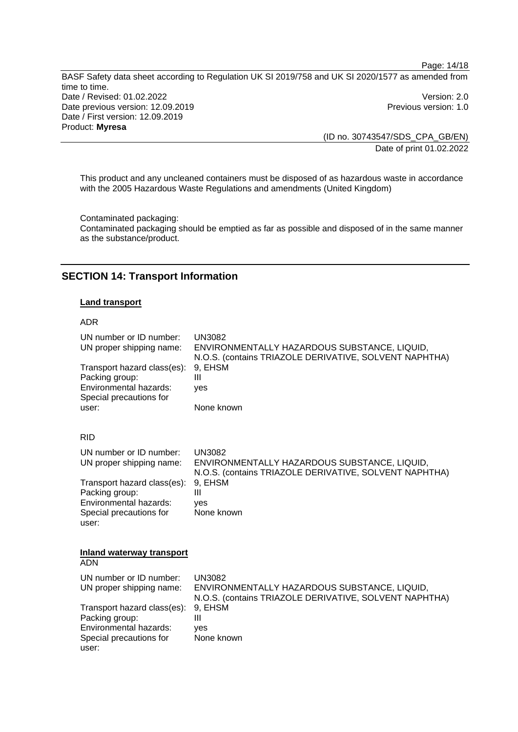This product and any uncleaned containers must be disposed of as hazardous waste in accordance with the 2005 Hazardous Waste Regulations and amendments (United Kingdom)

Contaminated packaging:
Contaminated packaging should be emptied as far as possible and disposed of in the same manner as the substance/product.

## SECTION 14: Transport Information

### Land transport

ADR

| | |
|---|---|
| UN number or ID number: | UN3082 |
| UN proper shipping name: | ENVIRONMENTALLY HAZARDOUS SUBSTANCE, LIQUID, N.O.S. (contains TRIAZOLE DERIVATIVE, SOLVENT NAPHTHA) |
| Transport hazard class(es): | 9, EHSM |
| Packing group: | III |
| Environmental hazards: | yes |
| Special precautions for user: | None known |

RID

| | |
|---|---|
| UN number or ID number: | UN3082 |
| UN proper shipping name: | ENVIRONMENTALLY HAZARDOUS SUBSTANCE, LIQUID, N.O.S. (contains TRIAZOLE DERIVATIVE, SOLVENT NAPHTHA) |
| Transport hazard class(es): | 9, EHSM |
| Packing group: | III |
| Environmental hazards: | yes |
| Special precautions for user: | None known |

### Inland waterway transport

ADN

| | |
|---|---|
| UN number or ID number: | UN3082 |
| UN proper shipping name: | ENVIRONMENTALLY HAZARDOUS SUBSTANCE, LIQUID, N.O.S. (contains TRIAZOLE DERIVATIVE, SOLVENT NAPHTHA) |
| Transport hazard class(es): | 9, EHSM |
| Packing group: | III |
| Environmental hazards: | yes |
| Special precautions for user: | None known |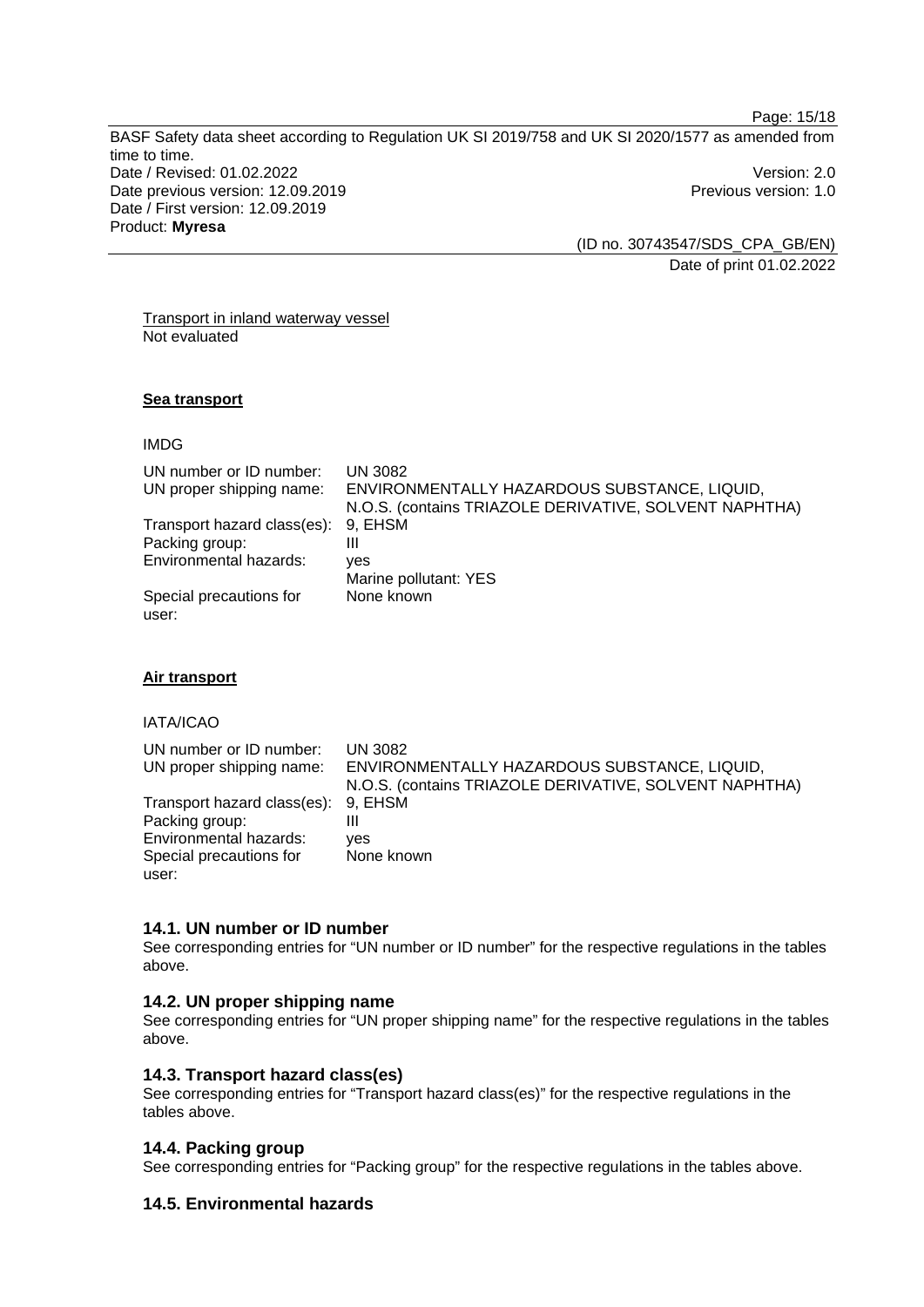Transport in inland waterway vessel
Not evaluated

**Sea transport**

IMDG

| | |
|---|---|
| UN number or ID number: | UN 3082 |
| UN proper shipping name: | ENVIRONMENTALLY HAZARDOUS SUBSTANCE, LIQUID, N.O.S. (contains TRIAZOLE DERIVATIVE, SOLVENT NAPHTHA) |
| Transport hazard class(es): | 9, EHSM |
| Packing group: | III |
| Environmental hazards: | yes<br>Marine pollutant: YES |
| Special precautions for user: | None known |

**Air transport**

IATA/ICAO

| | |
|---|---|
| UN number or ID number: | UN 3082 |
| UN proper shipping name: | ENVIRONMENTALLY HAZARDOUS SUBSTANCE, LIQUID, N.O.S. (contains TRIAZOLE DERIVATIVE, SOLVENT NAPHTHA) |
| Transport hazard class(es): | 9, EHSM |
| Packing group: | III |
| Environmental hazards: | yes |
| Special precautions for user: | None known |

### 14.1. UN number or ID number

See corresponding entries for "UN number or ID number" for the respective regulations in the tables above.

### 14.2. UN proper shipping name

See corresponding entries for "UN proper shipping name" for the respective regulations in the tables above.

### 14.3. Transport hazard class(es)

See corresponding entries for "Transport hazard class(es)" for the respective regulations in the tables above.

### 14.4. Packing group

See corresponding entries for "Packing group" for the respective regulations in the tables above.

### 14.5. Environmental hazards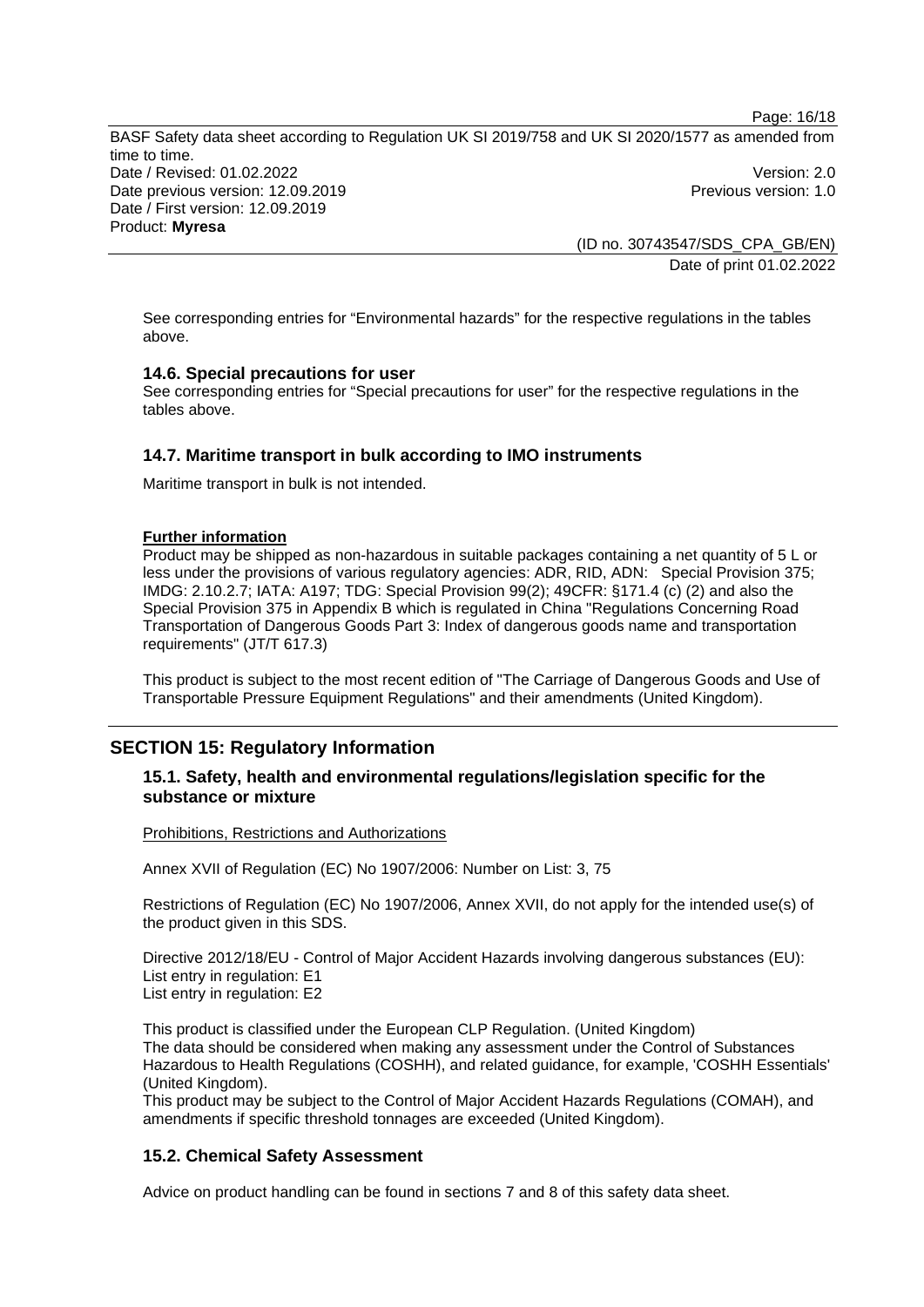See corresponding entries for “Environmental hazards” for the respective regulations in the tables above.

### 14.6. Special precautions for user

See corresponding entries for “Special precautions for user” for the respective regulations in the tables above.

### 14.7. Maritime transport in bulk according to IMO instruments

Maritime transport in bulk is not intended.

**Further information**

Product may be shipped as non-hazardous in suitable packages containing a net quantity of 5 L or less under the provisions of various regulatory agencies: ADR, RID, ADN: Special Provision 375; IMDG: 2.10.2.7; IATA: A197; TDG: Special Provision 99(2); 49CFR: §171.4 (c) (2) and also the Special Provision 375 in Appendix B which is regulated in China "Regulations Concerning Road Transportation of Dangerous Goods Part 3: Index of dangerous goods name and transportation requirements" (JT/T 617.3)

This product is subject to the most recent edition of "The Carriage of Dangerous Goods and Use of Transportable Pressure Equipment Regulations" and their amendments (United Kingdom).

## SECTION 15: Regulatory Information

### 15.1. Safety, health and environmental regulations/legislation specific for the substance or mixture

Prohibitions, Restrictions and Authorizations

Annex XVII of Regulation (EC) No 1907/2006: Number on List: 3, 75

Restrictions of Regulation (EC) No 1907/2006, Annex XVII, do not apply for the intended use(s) of the product given in this SDS.

Directive 2012/18/EU - Control of Major Accident Hazards involving dangerous substances (EU):
List entry in regulation: E1
List entry in regulation: E2

This product is classified under the European CLP Regulation. (United Kingdom)
The data should be considered when making any assessment under the Control of Substances Hazardous to Health Regulations (COSHH), and related guidance, for example, 'COSHH Essentials' (United Kingdom).
This product may be subject to the Control of Major Accident Hazards Regulations (COMAH), and amendments if specific threshold tonnages are exceeded (United Kingdom).

### 15.2. Chemical Safety Assessment

Advice on product handling can be found in sections 7 and 8 of this safety data sheet.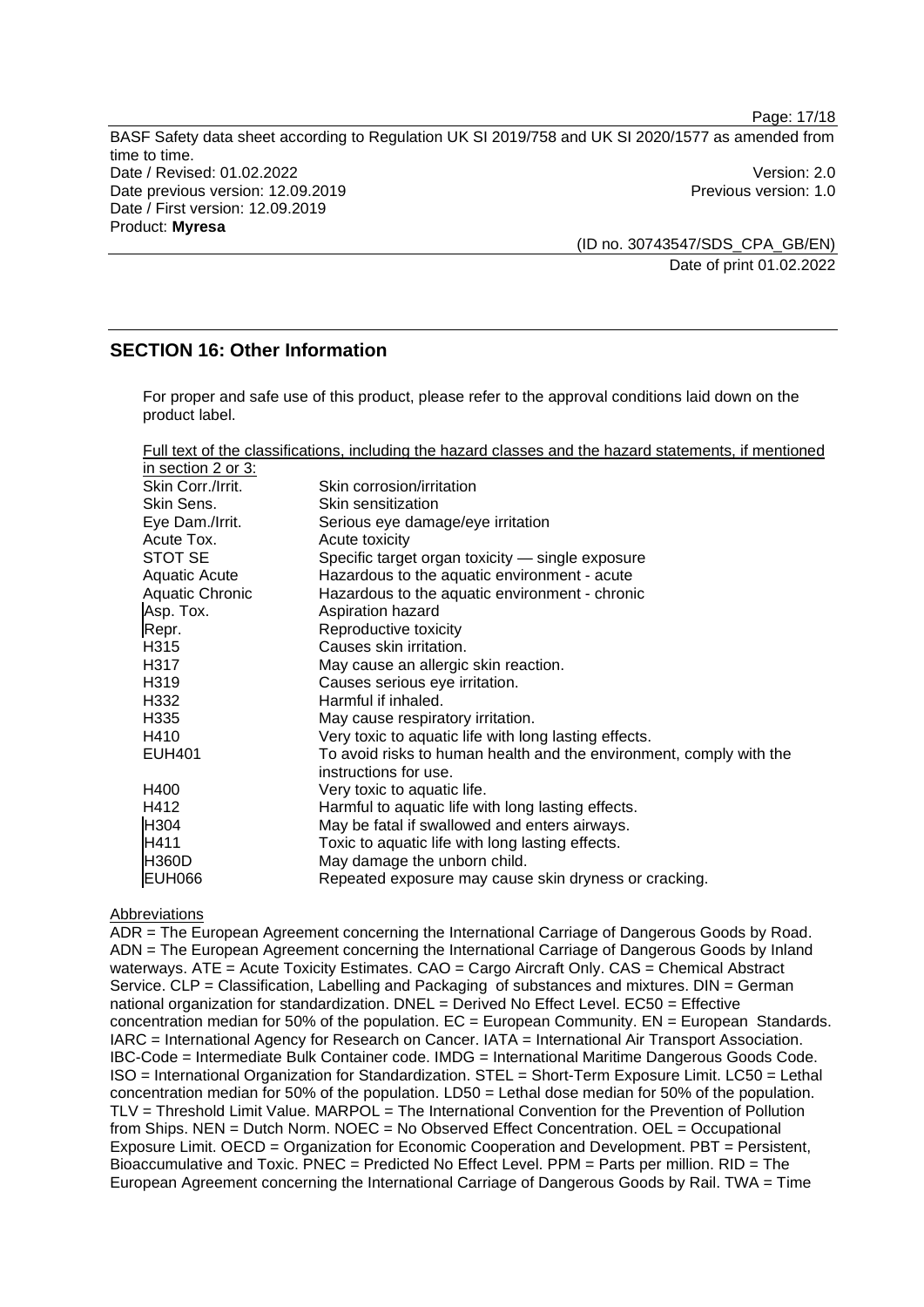## SECTION 16: Other Information

For proper and safe use of this product, please refer to the approval conditions laid down on the product label.

Full text of the classifications, including the hazard classes and the hazard statements, if mentioned in section 2 or 3:

| | |
|---|---|
| Skin Corr./Irrit. | Skin corrosion/irritation |
| Skin Sens. | Skin sensitization |
| Eye Dam./Irrit. | Serious eye damage/eye irritation |
| Acute Tox. | Acute toxicity |
| STOT SE | Specific target organ toxicity — single exposure |
| Aquatic Acute | Hazardous to the aquatic environment - acute |
| Aquatic Chronic | Hazardous to the aquatic environment - chronic |
| Asp. Tox. | Aspiration hazard |
| Repr. | Reproductive toxicity |
| H315 | Causes skin irritation. |
| H317 | May cause an allergic skin reaction. |
| H319 | Causes serious eye irritation. |
| H332 | Harmful if inhaled. |
| H335 | May cause respiratory irritation. |
| H410 | Very toxic to aquatic life with long lasting effects. |
| EUH401 | To avoid risks to human health and the environment, comply with the instructions for use. |
| H400 | Very toxic to aquatic life. |
| H412 | Harmful to aquatic life with long lasting effects. |
| H304 | May be fatal if swallowed and enters airways. |
| H411 | Toxic to aquatic life with long lasting effects. |
| H360D | May damage the unborn child. |
| EUH066 | Repeated exposure may cause skin dryness or cracking. |

Abbreviations

ADR = The European Agreement concerning the International Carriage of Dangerous Goods by Road. ADN = The European Agreement concerning the International Carriage of Dangerous Goods by Inland waterways. ATE = Acute Toxicity Estimates. CAO = Cargo Aircraft Only. CAS = Chemical Abstract Service. CLP = Classification, Labelling and Packaging of substances and mixtures. DIN = German national organization for standardization. DNEL = Derived No Effect Level. EC50 = Effective concentration median for 50% of the population. EC = European Community. EN = European Standards. IARC = International Agency for Research on Cancer. IATA = International Air Transport Association. IBC-Code = Intermediate Bulk Container code. IMDG = International Maritime Dangerous Goods Code. ISO = International Organization for Standardization. STEL = Short-Term Exposure Limit. LC50 = Lethal concentration median for 50% of the population. LD50 = Lethal dose median for 50% of the population. TLV = Threshold Limit Value. MARPOL = The International Convention for the Prevention of Pollution from Ships. NEN = Dutch Norm. NOEC = No Observed Effect Concentration. OEL = Occupational Exposure Limit. OECD = Organization for Economic Cooperation and Development. PBT = Persistent, Bioaccumulative and Toxic. PNEC = Predicted No Effect Level. PPM = Parts per million. RID = The European Agreement concerning the International Carriage of Dangerous Goods by Rail. TWA = Time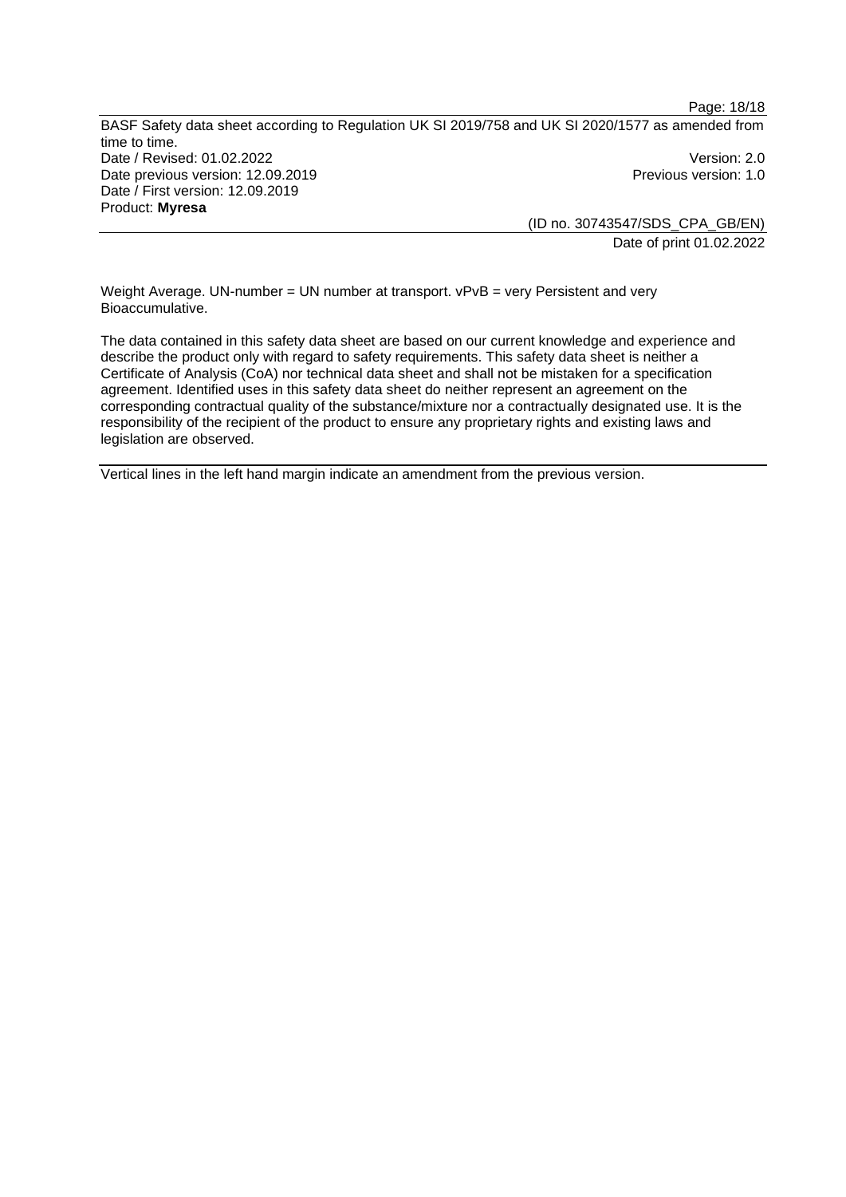Weight Average. UN-number = UN number at transport. vPvB = very Persistent and very Bioaccumulative.

The data contained in this safety data sheet are based on our current knowledge and experience and describe the product only with regard to safety requirements. This safety data sheet is neither a Certificate of Analysis (CoA) nor technical data sheet and shall not be mistaken for a specification agreement. Identified uses in this safety data sheet do neither represent an agreement on the corresponding contractual quality of the substance/mixture nor a contractually designated use. It is the responsibility of the recipient of the product to ensure any proprietary rights and existing laws and legislation are observed.

---

Vertical lines in the left hand margin indicate an amendment from the previous version.